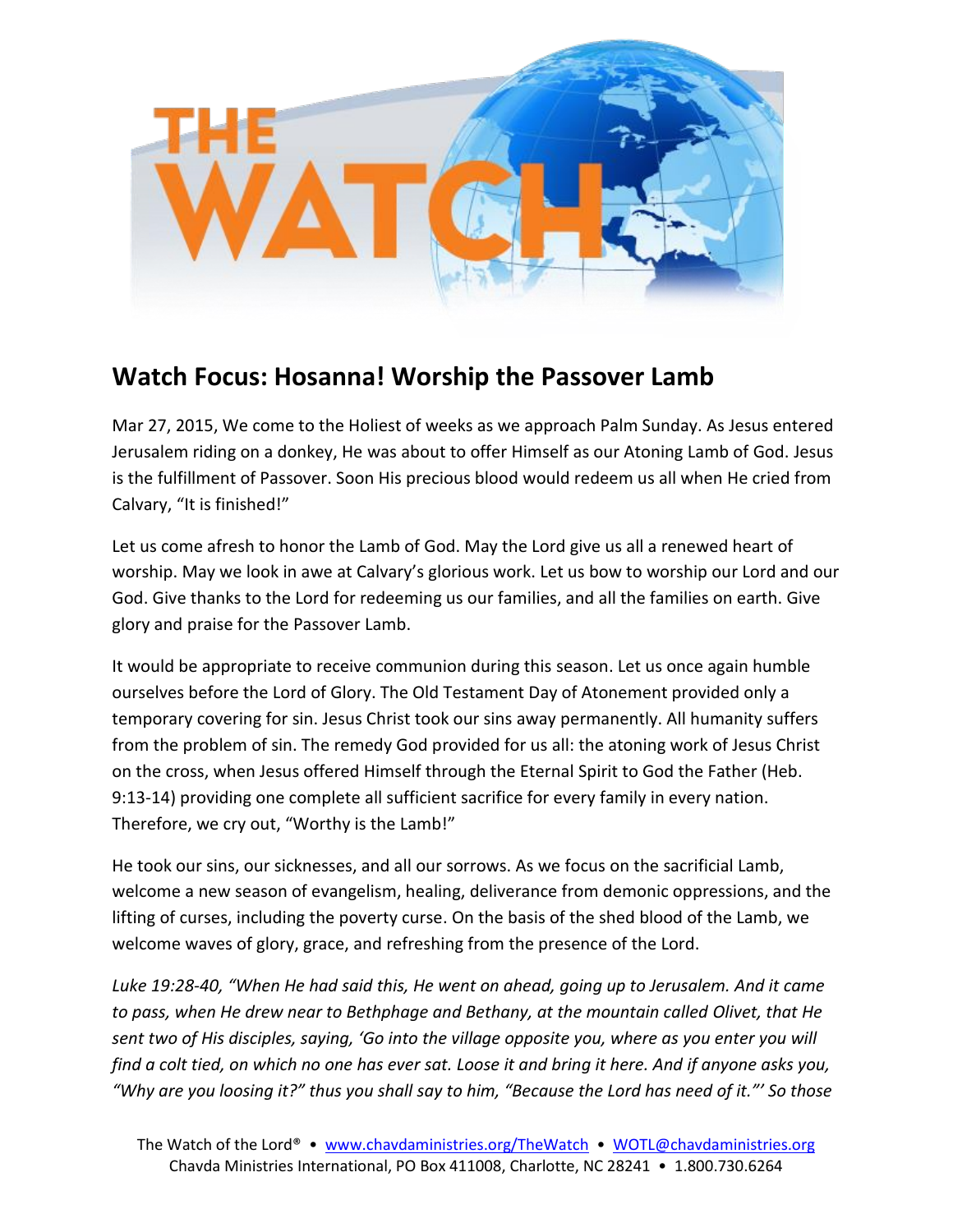## Watch Focus: Hosanna! Worship the Passover Lamb

Mar 27, 2015, We come to the Holiest of weeks as we approach Palm Sunday. As Jesus entered Jerusalem riding on a donkey, He was about to offer Himself as our Atoning Lamb of God. Jesus is the fulfillment of Passover. Soon His precious blood would redeem us all when He cried from Calvary, "It is finished!"

Let us come afresh to honor the Lamb of God. May the Lord give us all a renewed heart of worship. May we look in awe at Calvary's glorious work. Let us bow to worship our Lord and our God. Give thanks to the Lord for redeeming us our families, and all the families on earth. Give glory and praise for the Passover Lamb.

It would be appropriate to receive communion during this season. Let us once again humble ourselves before the Lord of Glory. The Old Testament Day of Atonement provided only a temporary covering for sin. Jesus Christ took our sins away permanently. All humanity suffers from the problem of sin. The remedy God provided for us all: the atoning work of Jesus Christ on the cross, when Jesus offered Himself through the Eternal Spirit to God the Father (Heb. 9:13-14) providing one complete all sufficient sacrifice for every family in every nation. Therefore, we cry out, "Worthy is the Lamb!"

He took our sins, our sicknesses, and all our sorrows. As we focus on the sacrificial Lamb, welcome a new season of evangelism, healing, deliverance from demonic oppressions, and the lifting of curses, including the poverty curse. On the basis of the shed blood of the Lamb, we welcome waves of glory, grace, and refreshing from the presence of the Lord.

*Luke 19:28-40, "When He had said this, He went on ahead, going up to Jerusalem. And it came to pass, when He drew near to Bethphage and Bethany, at the mountain called Olivet, that He sent two of His disciples, saying, 'Go into the village opposite you, where as you enter you will find a colt tied, on which no one has ever sat. Loose it and bring it here. And if anyone asks you, "Why are you loosing it?" thus you shall say to him, "Because the Lord has need of it."' So those*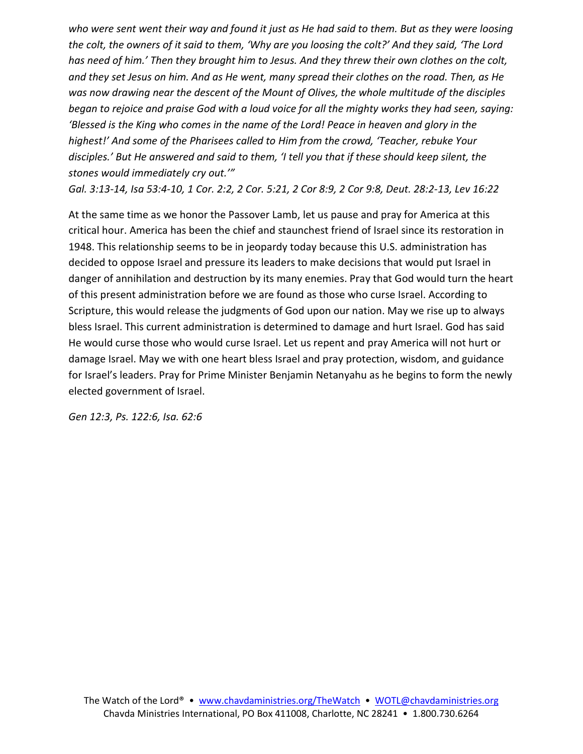*who were sent went their way and found it just as He had said to them. But as they were loosing the colt, the owners of it said to them, 'Why are you loosing the colt?' And they said, 'The Lord has need of him.' Then they brought him to Jesus. And they threw their own clothes on the colt, and they set Jesus on him. And as He went, many spread their clothes on the road. Then, as He was now drawing near the descent of the Mount of Olives, the whole multitude of the disciples began to rejoice and praise God with a loud voice for all the mighty works they had seen, saying: 'Blessed is the King who comes in the name of the Lord! Peace in heaven and glory in the highest!' And some of the Pharisees called to Him from the crowd, 'Teacher, rebuke Your disciples.' But He answered and said to them, 'I tell you that if these should keep silent, the stones would immediately cry out.'"*

*Gal. 3:13-14, Isa 53:4-10, 1 Cor. 2:2, 2 Cor. 5:21, 2 Cor 8:9, 2 Cor 9:8, Deut. 28:2-13, Lev 16:22*

At the same time as we honor the Passover Lamb, let us pause and pray for America at this critical hour. America has been the chief and staunchest friend of Israel since its restoration in 1948. This relationship seems to be in jeopardy today because this U.S. administration has decided to oppose Israel and pressure its leaders to make decisions that would put Israel in danger of annihilation and destruction by its many enemies. Pray that God would turn the heart of this present administration before we are found as those who curse Israel. According to Scripture, this would release the judgments of God upon our nation. May we rise up to always bless Israel. This current administration is determined to damage and hurt Israel. God has said He would curse those who would curse Israel. Let us repent and pray America will not hurt or damage Israel. May we with one heart bless Israel and pray protection, wisdom, and guidance for Israel's leaders. Pray for Prime Minister Benjamin Netanyahu as he begins to form the newly elected government of Israel.

*Gen 12:3, Ps. 122:6, Isa. 62:6*

The Watch of the Lord® • www.chavdaministries.org/TheWatch • WOTL@chavdaministries.org
Chavda Ministries International, PO Box 411008, Charlotte, NC 28241 • 1.800.730.6264